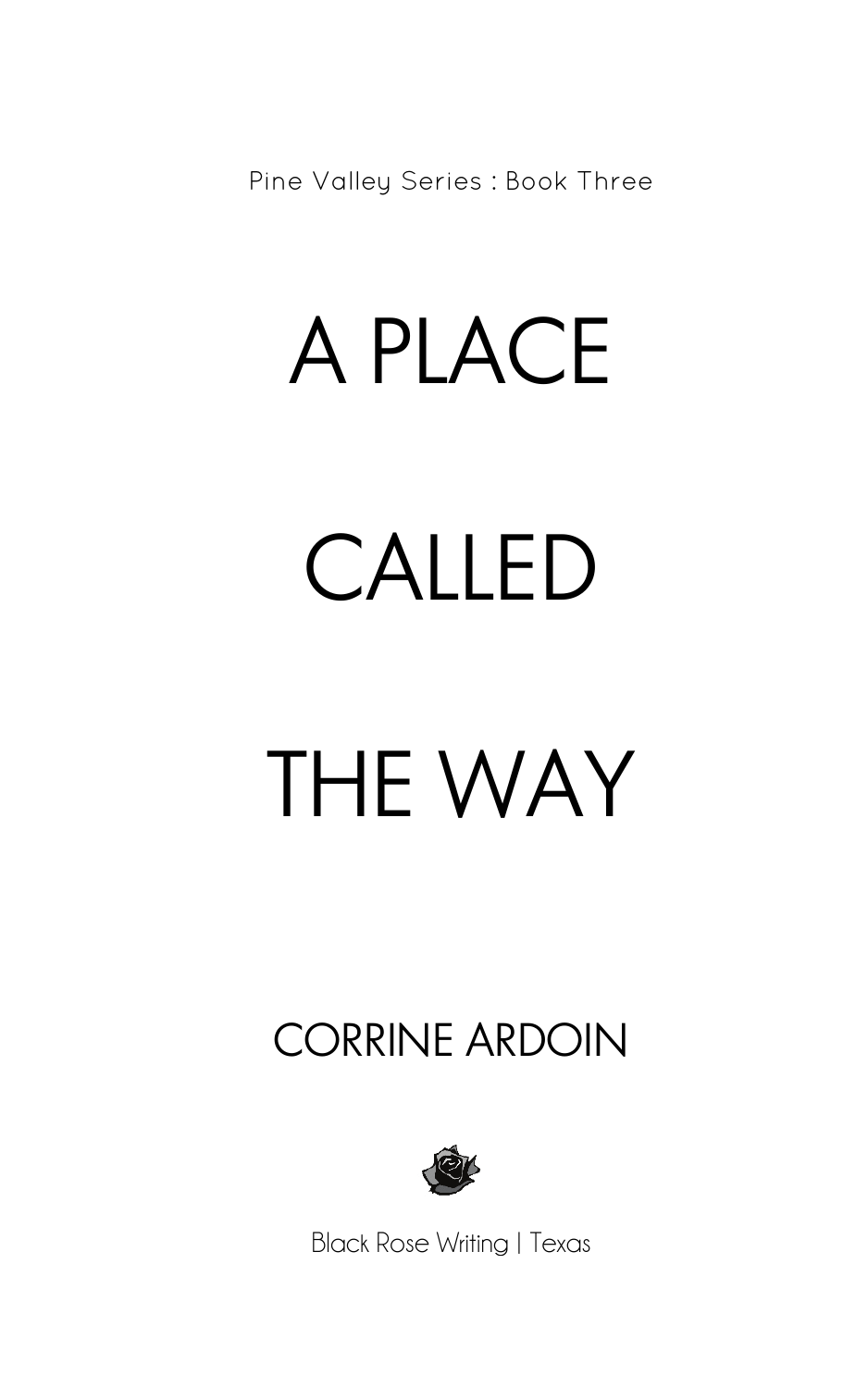Pine Valley Series : Book Three

# A PLACE CALLED THE WAY

## CORRINE ARDOIN

Black Rose Writing | Texas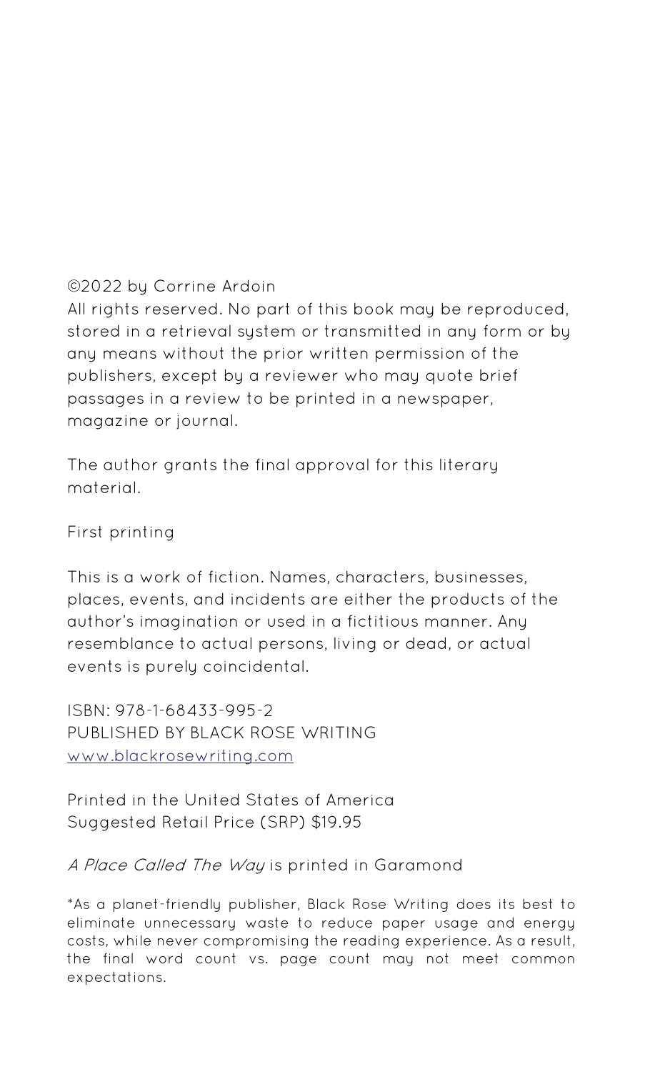©2022 by Corrine Ardoin

All rights reserved. No part of this book may be reproduced, stored in a retrieval system or transmitted in any form or by any means without the prior written permission of the publishers, except by a reviewer who may quote brief passages in a review to be printed in a newspaper, magazine or journal.

The author grants the final approval for this literary material.

First printing

This is a work of fiction. Names, characters, businesses, places, events, and incidents are either the products of the author's imagination or used in a fictitious manner. Any resemblance to actual persons, living or dead, or actual events is purely coincidental.

ISBN: 978-1-68433-995-2
PUBLISHED BY BLACK ROSE WRITING
www.blackrosewriting.com

Printed in the United States of America
Suggested Retail Price (SRP) $19.95

*A Place Called The Way* is printed in Garamond

*As a planet-friendly publisher, Black Rose Writing does its best to eliminate unnecessary waste to reduce paper usage and energy costs, while never compromising the reading experience. As a result, the final word count vs. page count may not meet common expectations.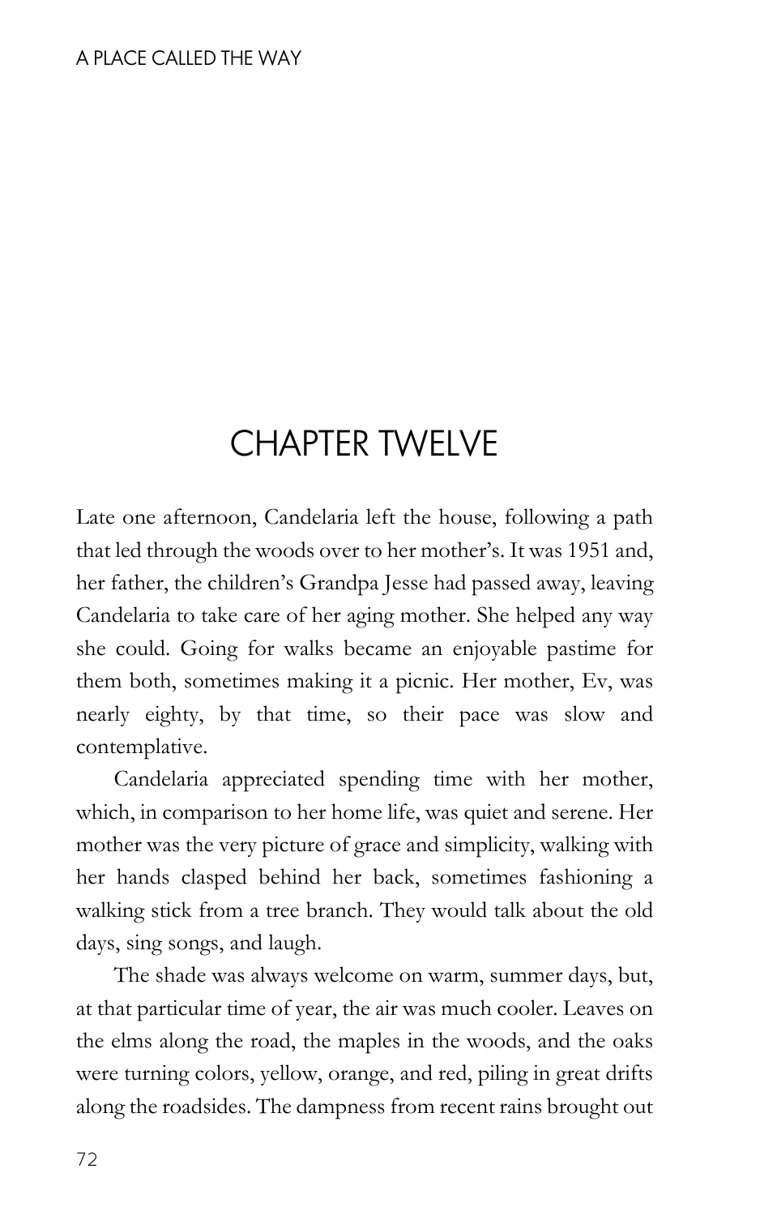# CHAPTER TWELVE

Late one afternoon, Candelaria left the house, following a path that led through the woods over to her mother's. It was 1951 and, her father, the children's Grandpa Jesse had passed away, leaving Candelaria to take care of her aging mother. She helped any way she could. Going for walks became an enjoyable pastime for them both, sometimes making it a picnic. Her mother, Ev, was nearly eighty, by that time, so their pace was slow and contemplative.

Candelaria appreciated spending time with her mother, which, in comparison to her home life, was quiet and serene. Her mother was the very picture of grace and simplicity, walking with her hands clasped behind her back, sometimes fashioning a walking stick from a tree branch. They would talk about the old days, sing songs, and laugh.

The shade was always welcome on warm, summer days, but, at that particular time of year, the air was much cooler. Leaves on the elms along the road, the maples in the woods, and the oaks were turning colors, yellow, orange, and red, piling in great drifts along the roadsides. The dampness from recent rains brought out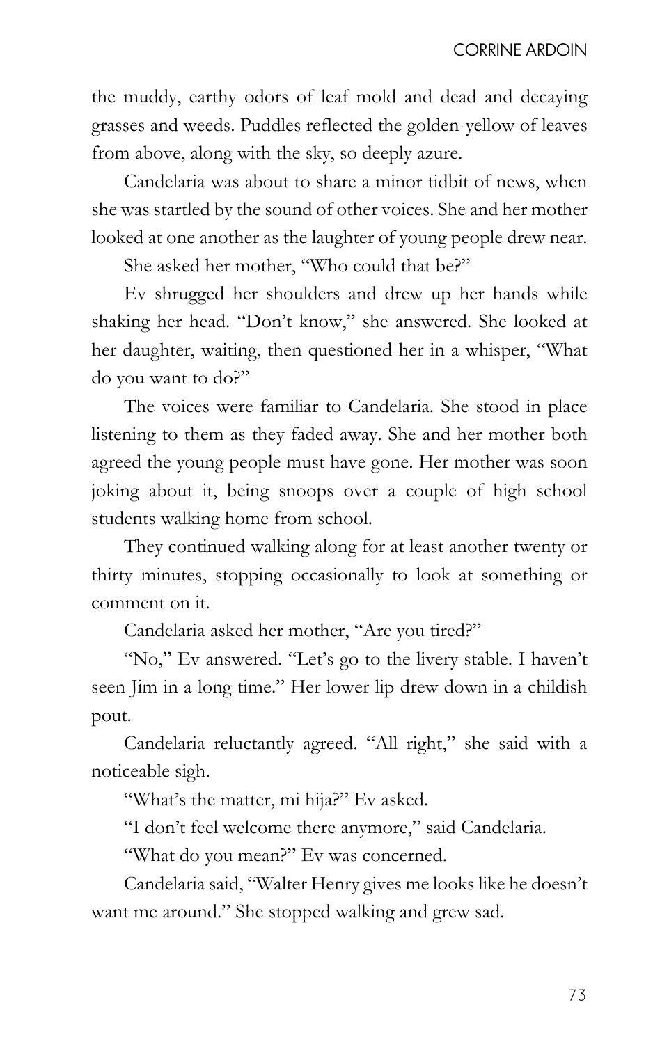the muddy, earthy odors of leaf mold and dead and decaying grasses and weeds. Puddles reflected the golden-yellow of leaves from above, along with the sky, so deeply azure.

Candelaria was about to share a minor tidbit of news, when she was startled by the sound of other voices. She and her mother looked at one another as the laughter of young people drew near.

She asked her mother, "Who could that be?"

Ev shrugged her shoulders and drew up her hands while shaking her head. "Don't know," she answered. She looked at her daughter, waiting, then questioned her in a whisper, "What do you want to do?"

The voices were familiar to Candelaria. She stood in place listening to them as they faded away. She and her mother both agreed the young people must have gone. Her mother was soon joking about it, being snoops over a couple of high school students walking home from school.

They continued walking along for at least another twenty or thirty minutes, stopping occasionally to look at something or comment on it.

Candelaria asked her mother, "Are you tired?"

"No," Ev answered. "Let's go to the livery stable. I haven't seen Jim in a long time." Her lower lip drew down in a childish pout.

Candelaria reluctantly agreed. "All right," she said with a noticeable sigh.

"What's the matter, mi hija?" Ev asked.

"I don't feel welcome there anymore," said Candelaria.

"What do you mean?" Ev was concerned.

Candelaria said, "Walter Henry gives me looks like he doesn't want me around." She stopped walking and grew sad.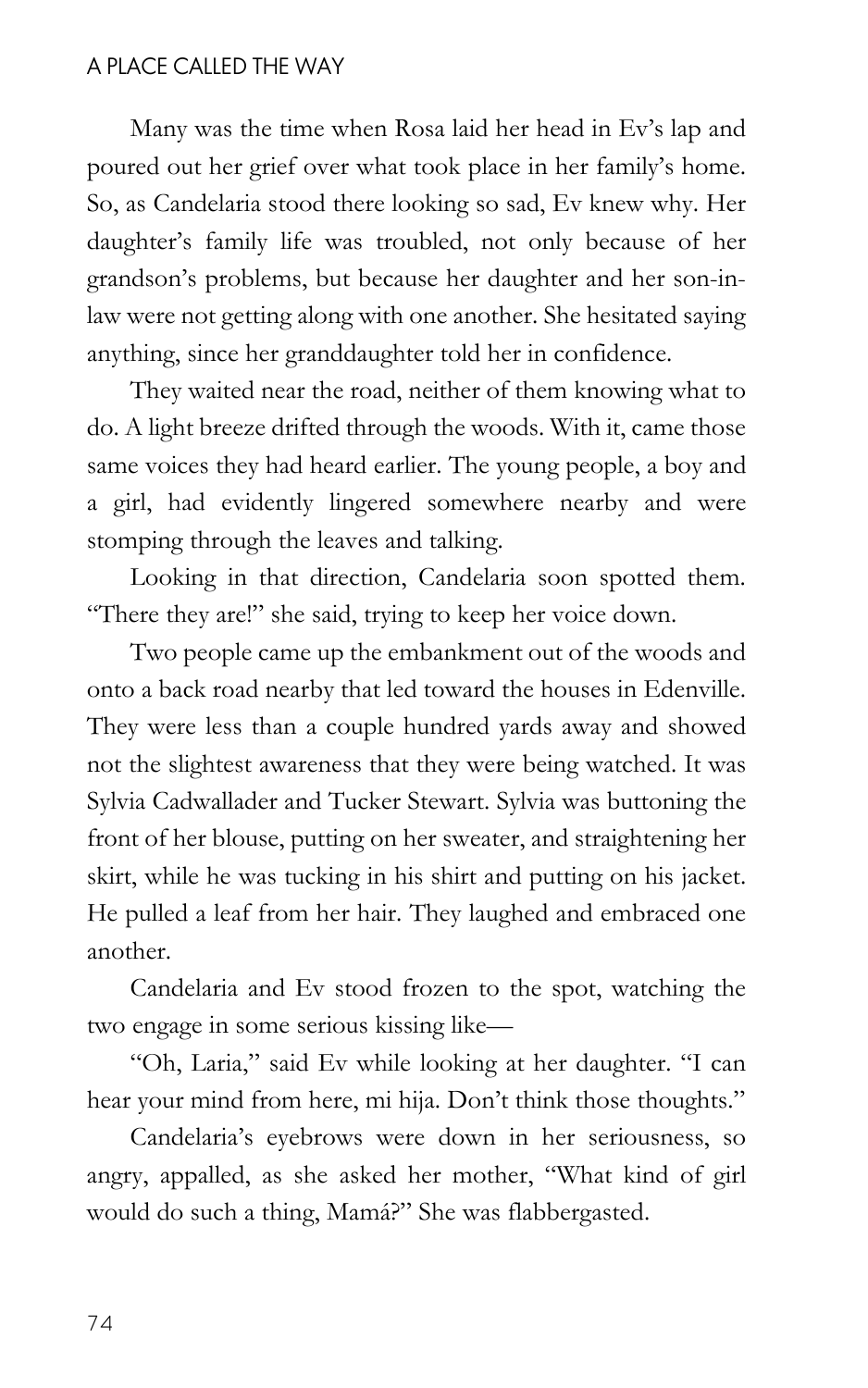Many was the time when Rosa laid her head in Ev's lap and poured out her grief over what took place in her family's home. So, as Candelaria stood there looking so sad, Ev knew why. Her daughter's family life was troubled, not only because of her grandson's problems, but because her daughter and her son-in-law were not getting along with one another. She hesitated saying anything, since her granddaughter told her in confidence.

They waited near the road, neither of them knowing what to do. A light breeze drifted through the woods. With it, came those same voices they had heard earlier. The young people, a boy and a girl, had evidently lingered somewhere nearby and were stomping through the leaves and talking.

Looking in that direction, Candelaria soon spotted them. "There they are!" she said, trying to keep her voice down.

Two people came up the embankment out of the woods and onto a back road nearby that led toward the houses in Edenville. They were less than a couple hundred yards away and showed not the slightest awareness that they were being watched. It was Sylvia Cadwallader and Tucker Stewart. Sylvia was buttoning the front of her blouse, putting on her sweater, and straightening her skirt, while he was tucking in his shirt and putting on his jacket. He pulled a leaf from her hair. They laughed and embraced one another.

Candelaria and Ev stood frozen to the spot, watching the two engage in some serious kissing like—

"Oh, Laria," said Ev while looking at her daughter. "I can hear your mind from here, mi hija. Don't think those thoughts."

Candelaria's eyebrows were down in her seriousness, so angry, appalled, as she asked her mother, "What kind of girl would do such a thing, Mamá?" She was flabbergasted.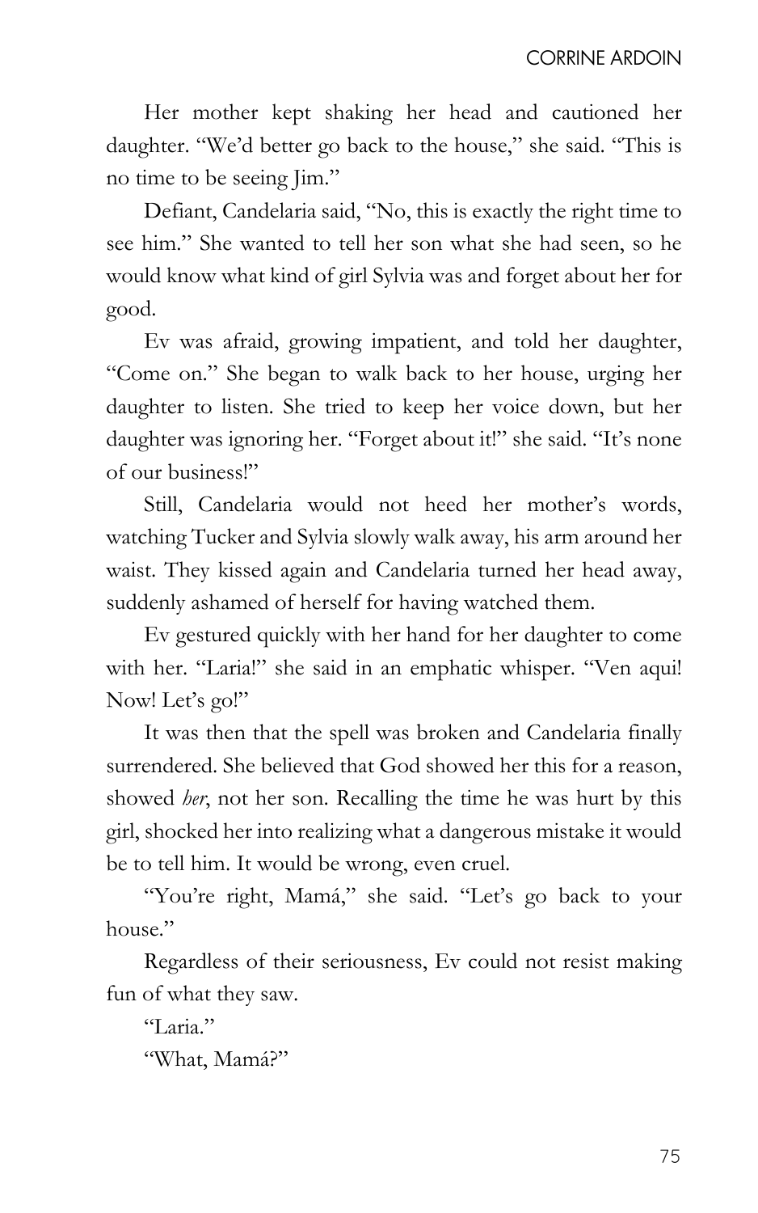Her mother kept shaking her head and cautioned her daughter. "We'd better go back to the house," she said. "This is no time to be seeing Jim."

Defiant, Candelaria said, "No, this is exactly the right time to see him." She wanted to tell her son what she had seen, so he would know what kind of girl Sylvia was and forget about her for good.

Ev was afraid, growing impatient, and told her daughter, "Come on." She began to walk back to her house, urging her daughter to listen. She tried to keep her voice down, but her daughter was ignoring her. "Forget about it!" she said. "It's none of our business!"

Still, Candelaria would not heed her mother's words, watching Tucker and Sylvia slowly walk away, his arm around her waist. They kissed again and Candelaria turned her head away, suddenly ashamed of herself for having watched them.

Ev gestured quickly with her hand for her daughter to come with her. "Laria!" she said in an emphatic whisper. "Ven aqui! Now! Let's go!"

It was then that the spell was broken and Candelaria finally surrendered. She believed that God showed her this for a reason, showed *her*, not her son. Recalling the time he was hurt by this girl, shocked her into realizing what a dangerous mistake it would be to tell him. It would be wrong, even cruel.

"You're right, Mamá," she said. "Let's go back to your house."

Regardless of their seriousness, Ev could not resist making fun of what they saw.

"Laria."

"What, Mamá?"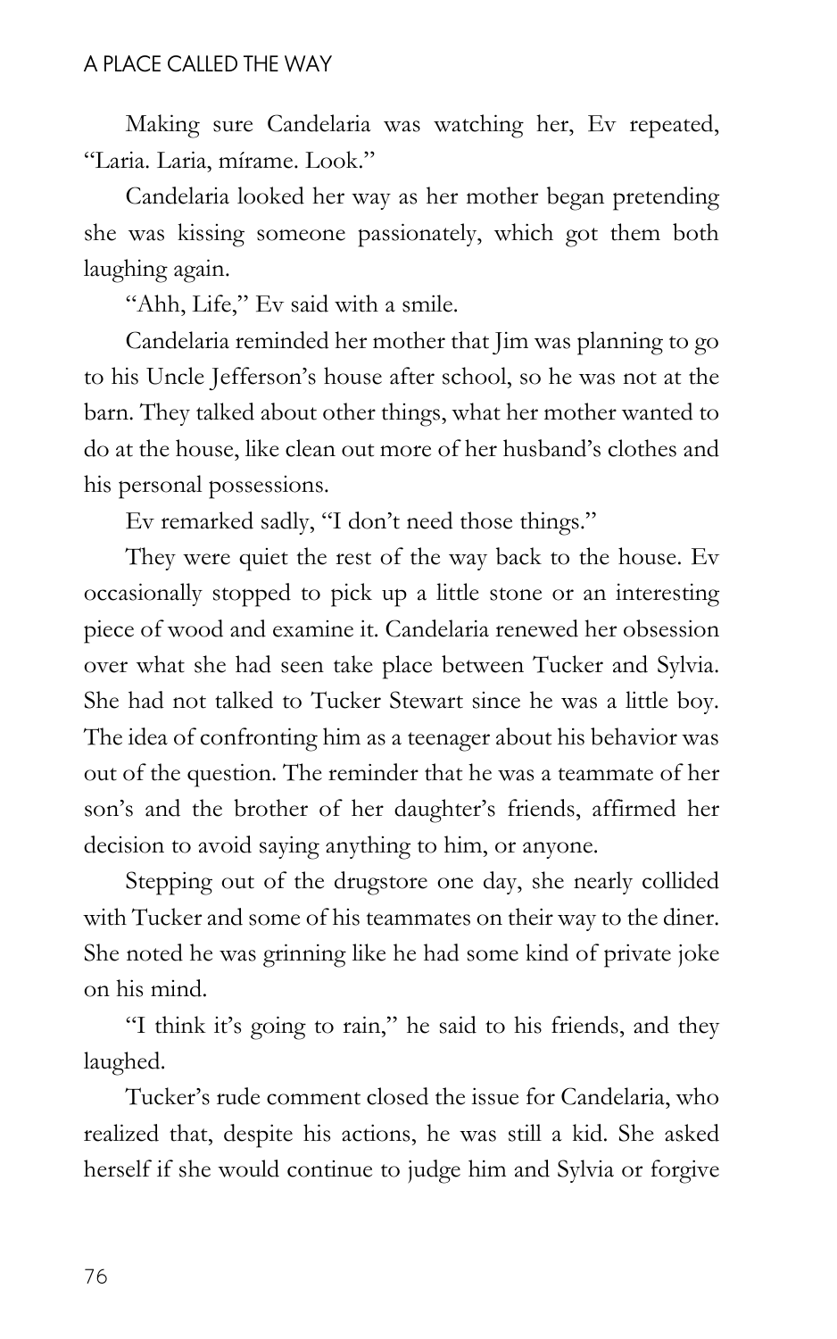Making sure Candelaria was watching her, Ev repeated, "Laria. Laria, mírame. Look."

Candelaria looked her way as her mother began pretending she was kissing someone passionately, which got them both laughing again.

"Ahh, Life," Ev said with a smile.

Candelaria reminded her mother that Jim was planning to go to his Uncle Jefferson's house after school, so he was not at the barn. They talked about other things, what her mother wanted to do at the house, like clean out more of her husband's clothes and his personal possessions.

Ev remarked sadly, "I don't need those things."

They were quiet the rest of the way back to the house. Ev occasionally stopped to pick up a little stone or an interesting piece of wood and examine it. Candelaria renewed her obsession over what she had seen take place between Tucker and Sylvia. She had not talked to Tucker Stewart since he was a little boy. The idea of confronting him as a teenager about his behavior was out of the question. The reminder that he was a teammate of her son's and the brother of her daughter's friends, affirmed her decision to avoid saying anything to him, or anyone.

Stepping out of the drugstore one day, she nearly collided with Tucker and some of his teammates on their way to the diner. She noted he was grinning like he had some kind of private joke on his mind.

"I think it's going to rain," he said to his friends, and they laughed.

Tucker's rude comment closed the issue for Candelaria, who realized that, despite his actions, he was still a kid. She asked herself if she would continue to judge him and Sylvia or forgive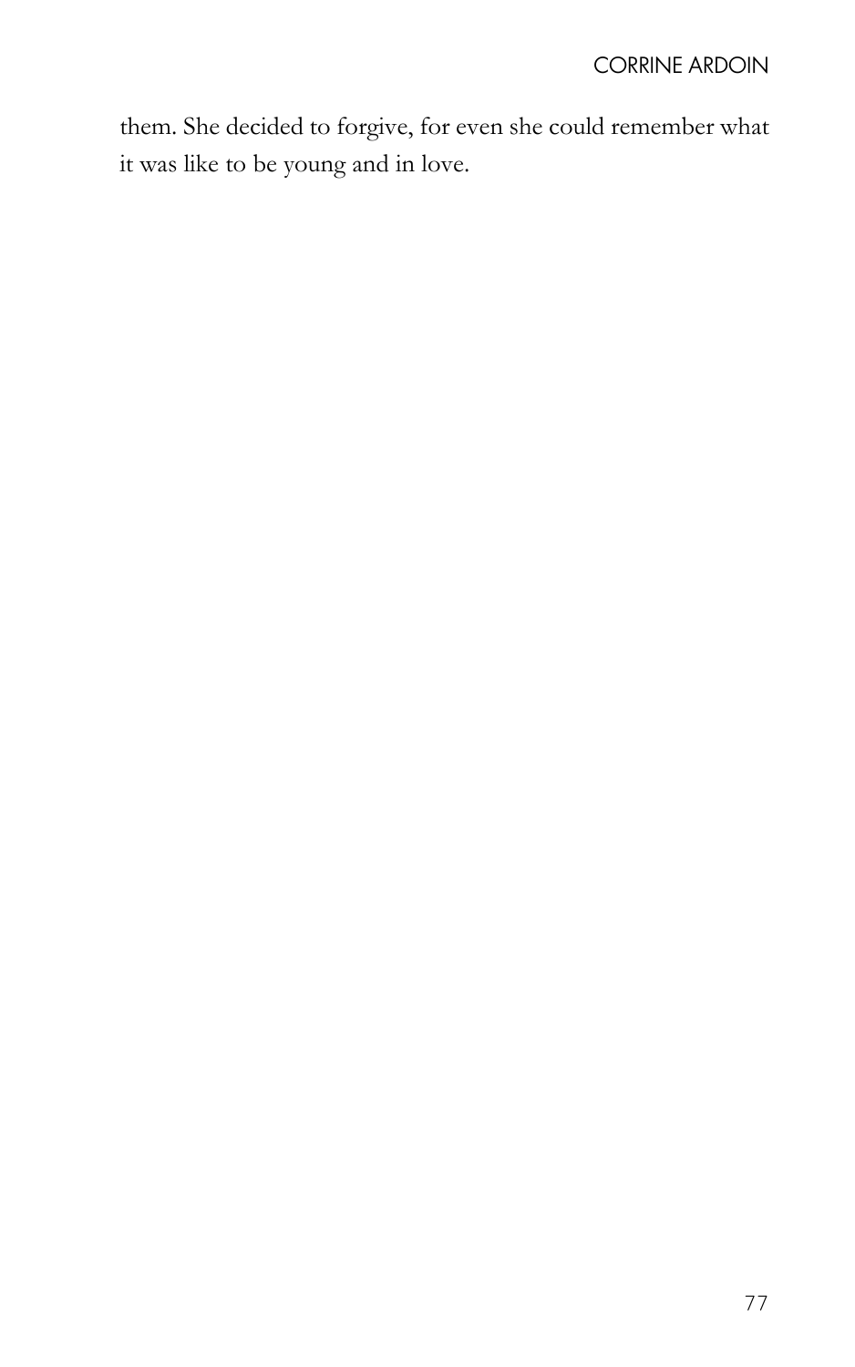them. She decided to forgive, for even she could remember what it was like to be young and in love.